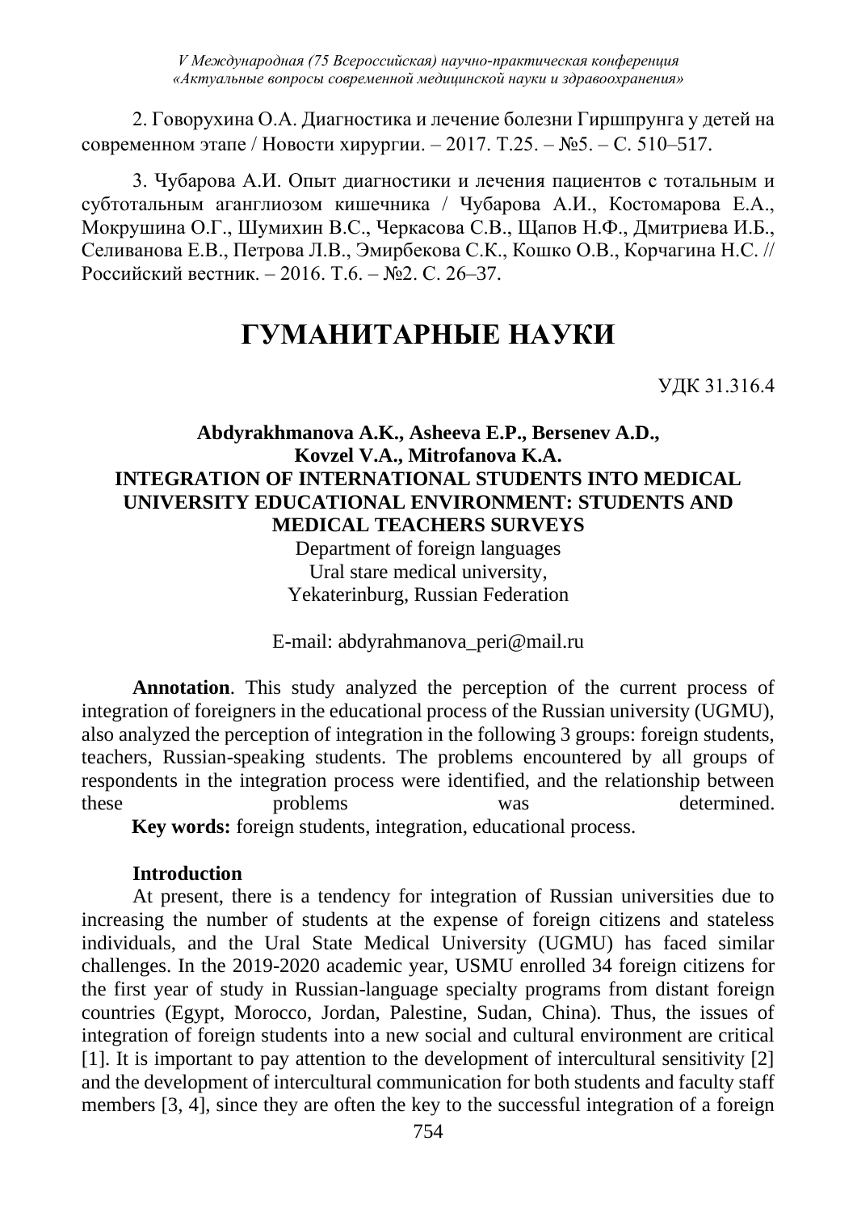2. Говорухина О.А. Диагностика и лечение болезни Гиршпрунга у детей на современном этапе / Новости хирургии. – 2017. Т.25. – №5. – С. 510–517.

3. Чубарова А.И. Опыт диагностики и лечения пациентов с тотальным и субтотальным аганглиозом кишечника / Чубарова А.И., Костомарова Е.А., Мокрушина О.Г., Шумихин В.С., Черкасова С.В., Щапов Н.Ф., Дмитриева И.Б., Селиванова Е.В., Петрова Л.В., Эмирбекова С.К., Кошко О.В., Корчагина Н.С. // Российский вестник. – 2016. Т.6. – №2. С. 26–37.

# ГУМАНИТАРНЫЕ НАУКИ

УДК 31.316.4

**Abdyrakhmanova A.K., Asheeva E.P., Bersenev A.D., Kovzel V.A., Mitrofanova K.A.**

## INTEGRATION OF INTERNATIONAL STUDENTS INTO MEDICAL UNIVERSITY EDUCATIONAL ENVIRONMENT: STUDENTS AND MEDICAL TEACHERS SURVEYS

Department of foreign languages
Ural stare medical university,
Yekaterinburg, Russian Federation

E-mail: abdyrahmanova_peri@mail.ru

**Annotation**. This study analyzed the perception of the current process of integration of foreigners in the educational process of the Russian university (UGMU), also analyzed the perception of integration in the following 3 groups: foreign students, teachers, Russian-speaking students. The problems encountered by all groups of respondents in the integration process were identified, and the relationship between these problems was determined.

**Key words:** foreign students, integration, educational process.

**Introduction**

At present, there is a tendency for integration of Russian universities due to increasing the number of students at the expense of foreign citizens and stateless individuals, and the Ural State Medical University (UGMU) has faced similar challenges. In the 2019-2020 academic year, USMU enrolled 34 foreign citizens for the first year of study in Russian-language specialty programs from distant foreign countries (Egypt, Morocco, Jordan, Palestine, Sudan, China). Thus, the issues of integration of foreign students into a new social and cultural environment are critical [1]. It is important to pay attention to the development of intercultural sensitivity [2] and the development of intercultural communication for both students and faculty staff members [3, 4], since they are often the key to the successful integration of a foreign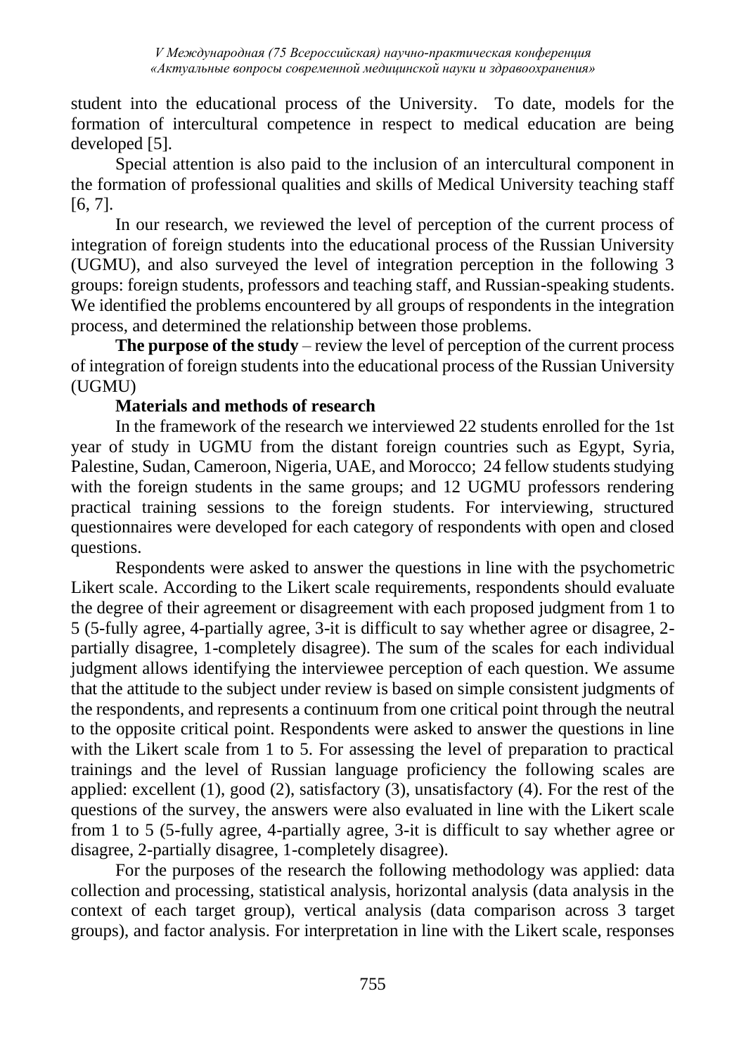student into the educational process of the University. To date, models for the formation of intercultural competence in respect to medical education are being developed [5].

Special attention is also paid to the inclusion of an intercultural component in the formation of professional qualities and skills of Medical University teaching staff [6, 7].

In our research, we reviewed the level of perception of the current process of integration of foreign students into the educational process of the Russian University (UGMU), and also surveyed the level of integration perception in the following 3 groups: foreign students, professors and teaching staff, and Russian-speaking students. We identified the problems encountered by all groups of respondents in the integration process, and determined the relationship between those problems.

**The purpose of the study** – review the level of perception of the current process of integration of foreign students into the educational process of the Russian University (UGMU)

**Materials and methods of research**

In the framework of the research we interviewed 22 students enrolled for the 1st year of study in UGMU from the distant foreign countries such as Egypt, Syria, Palestine, Sudan, Cameroon, Nigeria, UAE, and Morocco; 24 fellow students studying with the foreign students in the same groups; and 12 UGMU professors rendering practical training sessions to the foreign students. For interviewing, structured questionnaires were developed for each category of respondents with open and closed questions.

Respondents were asked to answer the questions in line with the psychometric Likert scale. According to the Likert scale requirements, respondents should evaluate the degree of their agreement or disagreement with each proposed judgment from 1 to 5 (5-fully agree, 4-partially agree, 3-it is difficult to say whether agree or disagree, 2-partially disagree, 1-completely disagree). The sum of the scales for each individual judgment allows identifying the interviewee perception of each question. We assume that the attitude to the subject under review is based on simple consistent judgments of the respondents, and represents a continuum from one critical point through the neutral to the opposite critical point. Respondents were asked to answer the questions in line with the Likert scale from 1 to 5. For assessing the level of preparation to practical trainings and the level of Russian language proficiency the following scales are applied: excellent (1), good (2), satisfactory (3), unsatisfactory (4). For the rest of the questions of the survey, the answers were also evaluated in line with the Likert scale from 1 to 5 (5-fully agree, 4-partially agree, 3-it is difficult to say whether agree or disagree, 2-partially disagree, 1-completely disagree).

For the purposes of the research the following methodology was applied: data collection and processing, statistical analysis, horizontal analysis (data analysis in the context of each target group), vertical analysis (data comparison across 3 target groups), and factor analysis. For interpretation in line with the Likert scale, responses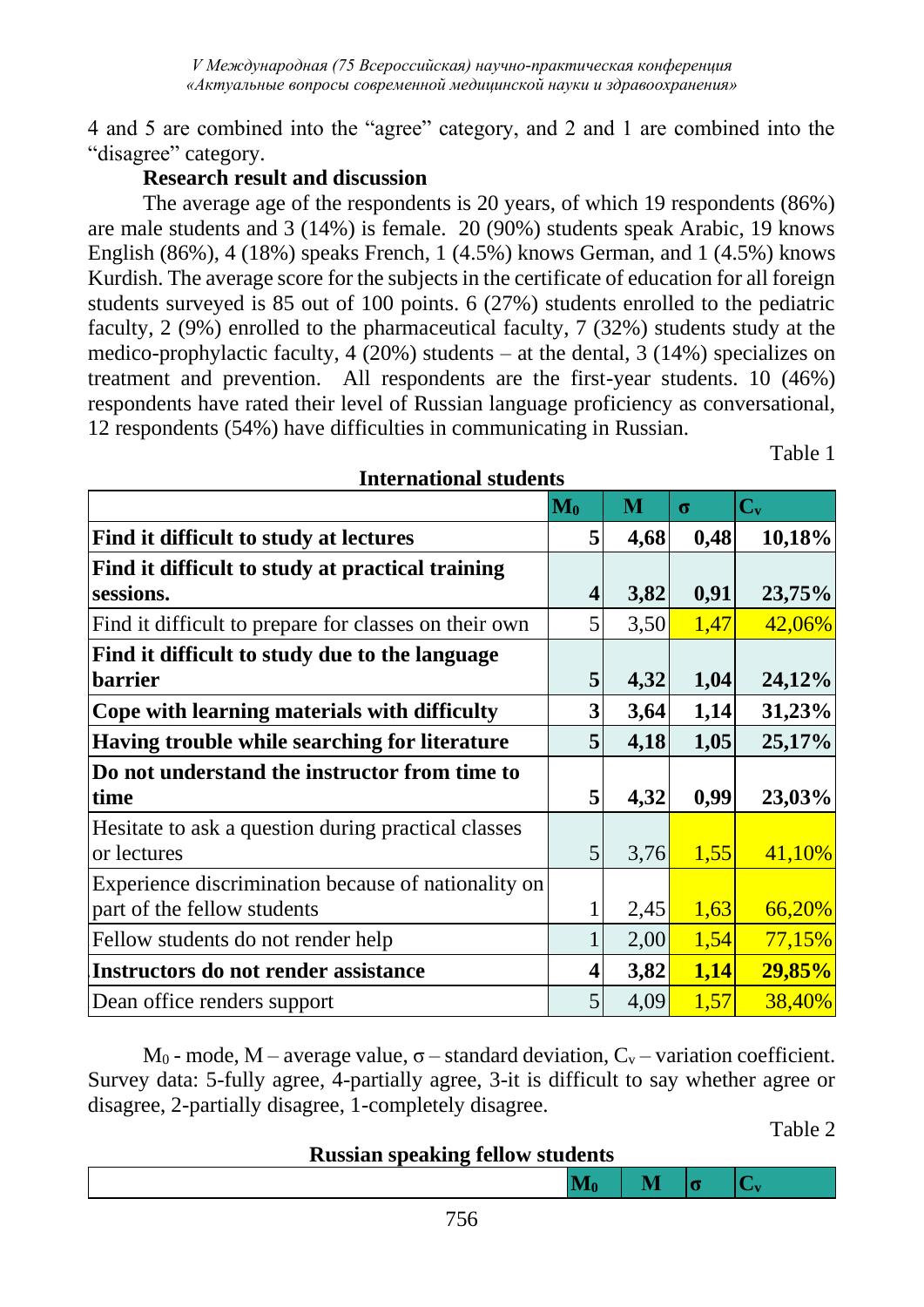4 and 5 are combined into the "agree" category, and 2 and 1 are combined into the "disagree" category.

**Research result and discussion**

The average age of the respondents is 20 years, of which 19 respondents (86%) are male students and 3 (14%) is female. 20 (90%) students speak Arabic, 19 knows English (86%), 4 (18%) speaks French, 1 (4.5%) knows German, and 1 (4.5%) knows Kurdish. The average score for the subjects in the certificate of education for all foreign students surveyed is 85 out of 100 points. 6 (27%) students enrolled to the pediatric faculty, 2 (9%) enrolled to the pharmaceutical faculty, 7 (32%) students study at the medico-prophylactic faculty, 4 (20%) students – at the dental, 3 (14%) specializes on treatment and prevention. All respondents are the first-year students. 10 (46%) respondents have rated their level of Russian language proficiency as conversational, 12 respondents (54%) have difficulties in communicating in Russian.

Table 1

**International students**

| | $M_0$ | M | σ | $C_v$ |
|---|---|---|---|---|
| **Find it difficult to study at lectures** | **5** | **4,68** | **0,48** | **10,18%** |
| **Find it difficult to study at practical training sessions.** | **4** | **3,82** | **0,91** | **23,75%** |
| Find it difficult to prepare for classes on their own | 5 | 3,50 | 1,47 | 42,06% |
| **Find it difficult to study due to the language barrier** | **5** | **4,32** | **1,04** | **24,12%** |
| **Cope with learning materials with difficulty** | **3** | **3,64** | **1,14** | **31,23%** |
| **Having trouble while searching for literature** | **5** | **4,18** | **1,05** | **25,17%** |
| **Do not understand the instructor from time to time** | **5** | **4,32** | **0,99** | **23,03%** |
| Hesitate to ask a question during practical classes or lectures | 5 | 3,76 | 1,55 | 41,10% |
| Experience discrimination because of nationality on part of the fellow students | 1 | 2,45 | 1,63 | 66,20% |
| Fellow students do not render help | 1 | 2,00 | 1,54 | 77,15% |
| **Instructors do not render assistance** | **4** | **3,82** | **1,14** | **29,85%** |
| Dean office renders support | 5 | 4,09 | 1,57 | 38,40% |

$M_0$ - mode, M – average value, σ – standard deviation, $C_v$ – variation coefficient. Survey data: 5-fully agree, 4-partially agree, 3-it is difficult to say whether agree or disagree, 2-partially disagree, 1-completely disagree.

Table 2

**Russian speaking fellow students**

| | $M_0$ | M | σ | $C_v$ |
|---|---|---|---|---|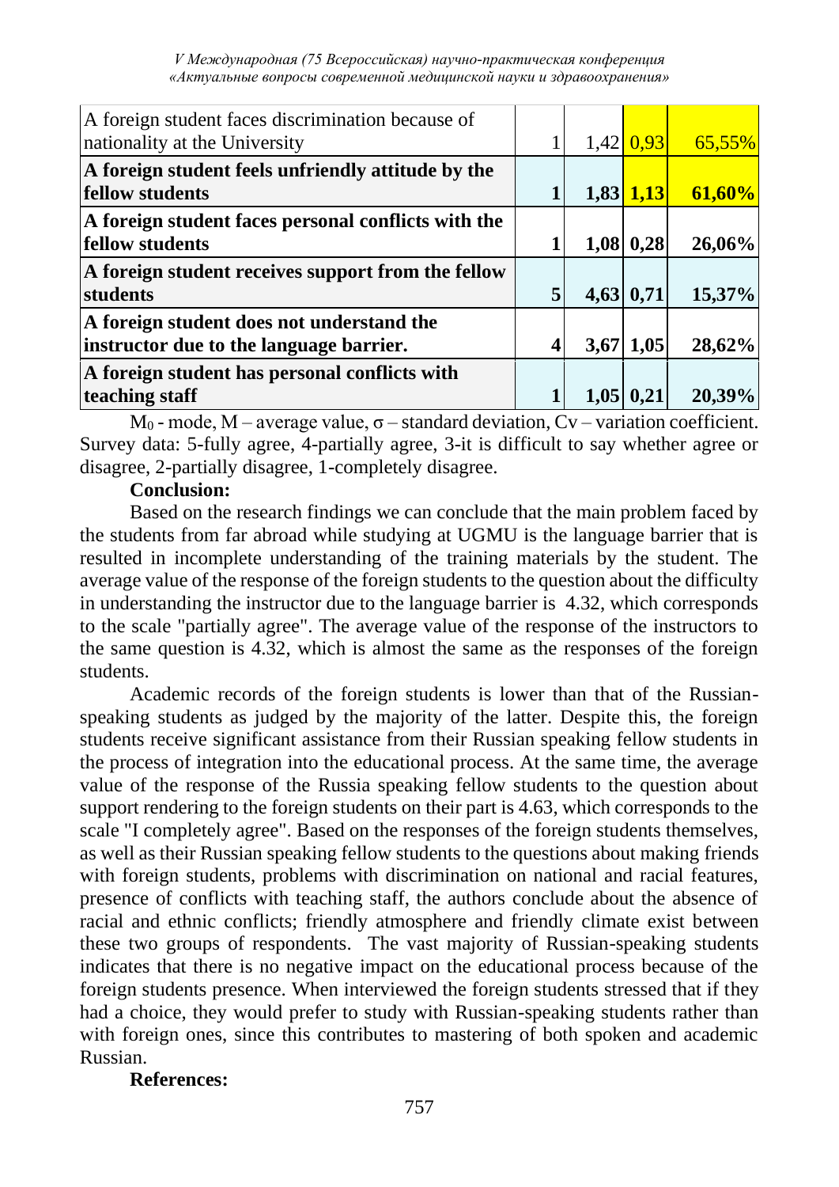| A foreign student faces discrimination because of nationality at the University | 1 | 1,42 | 0,93 | 65,55% |
|---|---|---|---|---|
| **A foreign student feels unfriendly attitude by the fellow students** | **1** | **1,83** | **1,13** | **61,60%** |
| **A foreign student faces personal conflicts with the fellow students** | **1** | **1,08** | **0,28** | **26,06%** |
| **A foreign student receives support from the fellow students** | **5** | **4,63** | **0,71** | **15,37%** |
| **A foreign student does not understand the instructor due to the language barrier.** | **4** | **3,67** | **1,05** | **28,62%** |
| **A foreign student has personal conflicts with teaching staff** | **1** | **1,05** | **0,21** | **20,39%** |

$M_0$ - mode, M – average value, σ – standard deviation, Cv – variation coefficient. Survey data: 5-fully agree, 4-partially agree, 3-it is difficult to say whether agree or disagree, 2-partially disagree, 1-completely disagree.

**Conclusion:**

Based on the research findings we can conclude that the main problem faced by the students from far abroad while studying at UGMU is the language barrier that is resulted in incomplete understanding of the training materials by the student. The average value of the response of the foreign students to the question about the difficulty in understanding the instructor due to the language barrier is 4.32, which corresponds to the scale "partially agree". The average value of the response of the instructors to the same question is 4.32, which is almost the same as the responses of the foreign students.

Academic records of the foreign students is lower than that of the Russian-speaking students as judged by the majority of the latter. Despite this, the foreign students receive significant assistance from their Russian speaking fellow students in the process of integration into the educational process. At the same time, the average value of the response of the Russia speaking fellow students to the question about support rendering to the foreign students on their part is 4.63, which corresponds to the scale "I completely agree". Based on the responses of the foreign students themselves, as well as their Russian speaking fellow students to the questions about making friends with foreign students, problems with discrimination on national and racial features, presence of conflicts with teaching staff, the authors conclude about the absence of racial and ethnic conflicts; friendly atmosphere and friendly climate exist between these two groups of respondents. The vast majority of Russian-speaking students indicates that there is no negative impact on the educational process because of the foreign students presence. When interviewed the foreign students stressed that if they had a choice, they would prefer to study with Russian-speaking students rather than with foreign ones, since this contributes to mastering of both spoken and academic Russian.

**References:**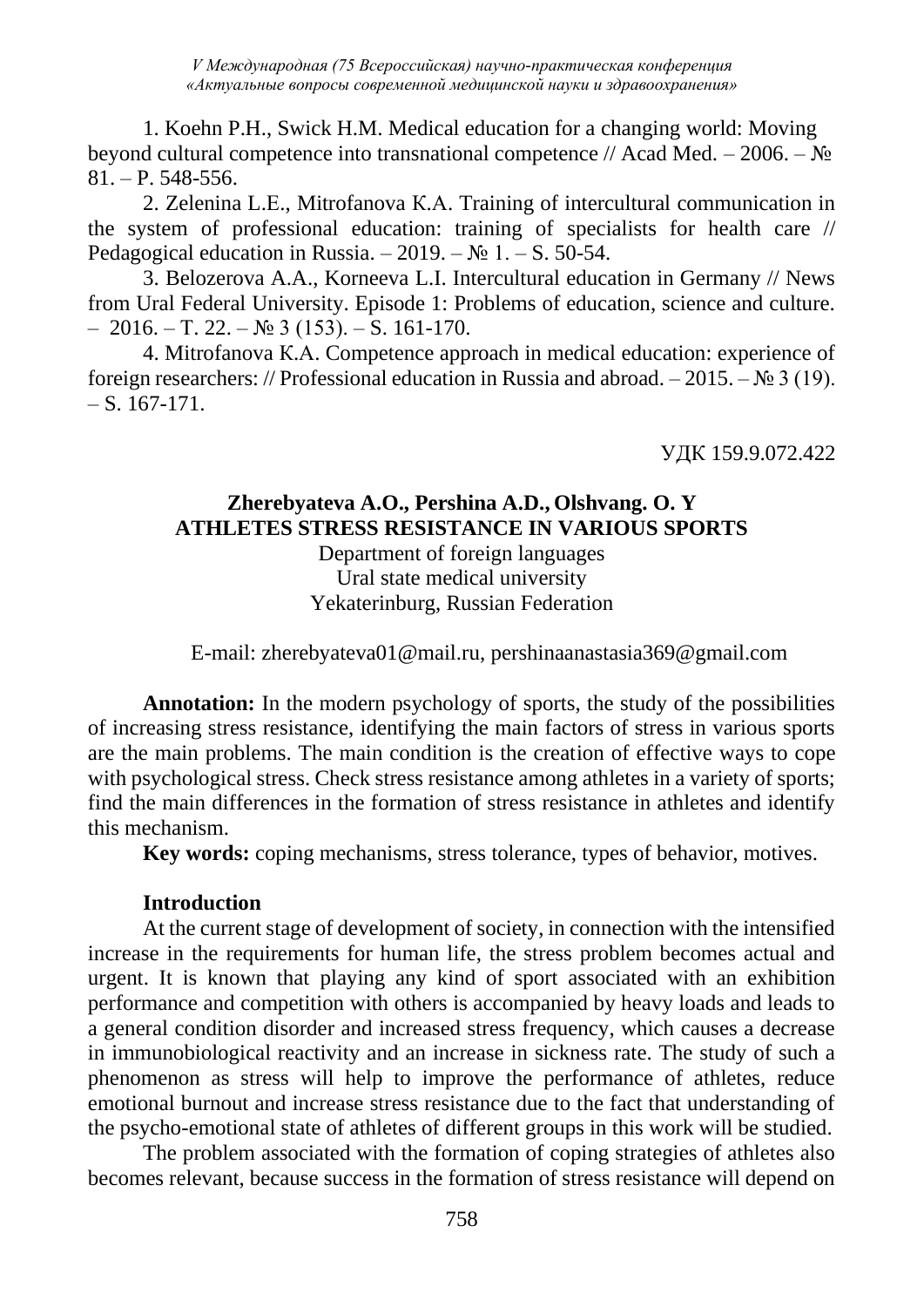1. Koehn P.H., Swick H.M. Medical education for a changing world: Moving beyond cultural competence into transnational competence // Acad Med. – 2006. – № 81. – P. 548-556.

2. Zelenina L.E., Mitrofanova K.A. Training of intercultural communication in the system of professional education: training of specialists for health care // Pedagogical education in Russia. – 2019. – № 1. – S. 50-54.

3. Belozerova A.A., Korneeva L.I. Intercultural education in Germany // News from Ural Federal University. Episode 1: Problems of education, science and culture. – 2016. – T. 22. – № 3 (153). – S. 161-170.

4. Mitrofanova K.A. Competence approach in medical education: experience of foreign researchers: // Professional education in Russia and abroad. – 2015. – № 3 (19). – S. 167-171.

УДК 159.9.072.422

**Zherebyateva A.O., Pershina A.D., Olshvang. O. Y**
**ATHLETES STRESS RESISTANCE IN VARIOUS SPORTS**

Department of foreign languages
Ural state medical university
Yekaterinburg, Russian Federation

E-mail: zherebyateva01@mail.ru, pershinaanastasia369@gmail.com

**Annotation:** In the modern psychology of sports, the study of the possibilities of increasing stress resistance, identifying the main factors of stress in various sports are the main problems. The main condition is the creation of effective ways to cope with psychological stress. Check stress resistance among athletes in a variety of sports; find the main differences in the formation of stress resistance in athletes and identify this mechanism.

**Key words:** coping mechanisms, stress tolerance, types of behavior, motives.

**Introduction**

At the current stage of development of society, in connection with the intensified increase in the requirements for human life, the stress problem becomes actual and urgent. It is known that playing any kind of sport associated with an exhibition performance and competition with others is accompanied by heavy loads and leads to a general condition disorder and increased stress frequency, which causes a decrease in immunobiological reactivity and an increase in sickness rate. The study of such a phenomenon as stress will help to improve the performance of athletes, reduce emotional burnout and increase stress resistance due to the fact that understanding of the psycho-emotional state of athletes of different groups in this work will be studied.

The problem associated with the formation of coping strategies of athletes also becomes relevant, because success in the formation of stress resistance will depend on